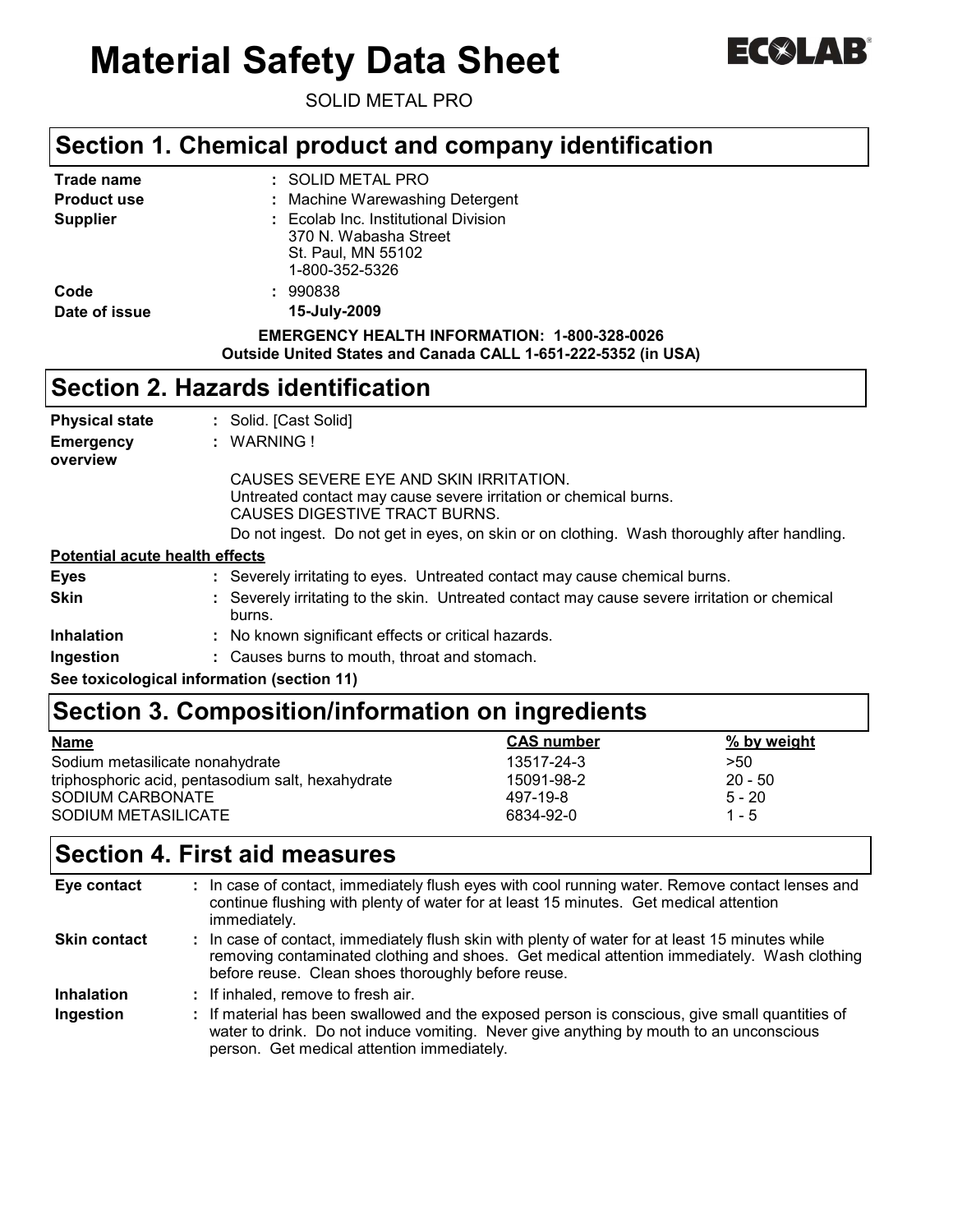# Material Safety Data Sheet

ECOLAB

SOLID METAL PRO

## Section 1. Chemical product and company identification

| | |
|---|---|
| **Trade name** | : SOLID METAL PRO |
| **Product use** | : Machine Warewashing Detergent |
| **Supplier** | : Ecolab Inc. Institutional Division<br>370 N. Wabasha Street<br>St. Paul, MN 55102<br>1-800-352-5326 |
| **Code** | : 990838 |
| **Date of issue** | **15-July-2009** |

**EMERGENCY HEALTH INFORMATION: 1-800-328-0026**
**Outside United States and Canada CALL 1-651-222-5352 (in USA)**

## Section 2. Hazards identification

| | |
|---|---|
| **Physical state** | : Solid. [Cast Solid] |
| **Emergency overview** | : WARNING ! |

CAUSES SEVERE EYE AND SKIN IRRITATION.
Untreated contact may cause severe irritation or chemical burns.
CAUSES DIGESTIVE TRACT BURNS.
Do not ingest. Do not get in eyes, on skin or on clothing. Wash thoroughly after handling.

**Potential acute health effects**

| | |
|---|---|
| **Eyes** | : Severely irritating to eyes. Untreated contact may cause chemical burns. |
| **Skin** | : Severely irritating to the skin. Untreated contact may cause severe irritation or chemical burns. |
| **Inhalation** | : No known significant effects or critical hazards. |
| **Ingestion** | : Causes burns to mouth, throat and stomach. |

**See toxicological information (section 11)**

## Section 3. Composition/information on ingredients

| Name | CAS number | % by weight |
|---|---|---|
| Sodium metasilicate nonahydrate | 13517-24-3 | >50 |
| triphosphoric acid, pentasodium salt, hexahydrate | 15091-98-2 | 20 - 50 |
| SODIUM CARBONATE | 497-19-8 | 5 - 20 |
| SODIUM METASILICATE | 6834-92-0 | 1 - 5 |

## Section 4. First aid measures

| | |
|---|---|
| **Eye contact** | : In case of contact, immediately flush eyes with cool running water. Remove contact lenses and continue flushing with plenty of water for at least 15 minutes. Get medical attention immediately. |
| **Skin contact** | : In case of contact, immediately flush skin with plenty of water for at least 15 minutes while removing contaminated clothing and shoes. Get medical attention immediately. Wash clothing before reuse. Clean shoes thoroughly before reuse. |
| **Inhalation** | : If inhaled, remove to fresh air. |
| **Ingestion** | : If material has been swallowed and the exposed person is conscious, give small quantities of water to drink. Do not induce vomiting. Never give anything by mouth to an unconscious person. Get medical attention immediately. |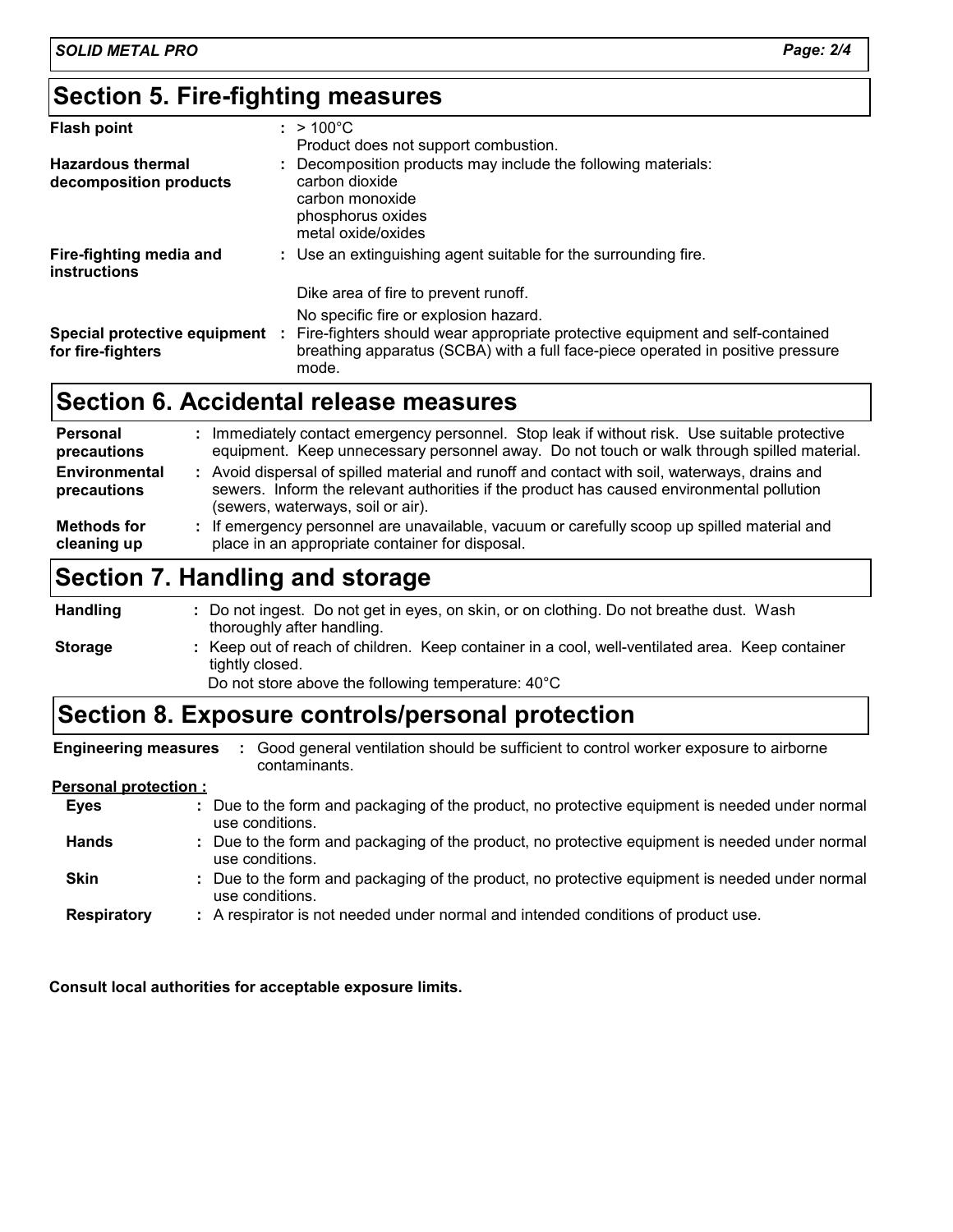## Section 5. Fire-fighting measures

| | |
|---|---|
| **Flash point** | : > 100°C<br>Product does not support combustion. |
| **Hazardous thermal decomposition products** | : Decomposition products may include the following materials:<br>carbon dioxide<br>carbon monoxide<br>phosphorus oxides<br>metal oxide/oxides |
| **Fire-fighting media and instructions** | : Use an extinguishing agent suitable for the surrounding fire.<br><br>Dike area of fire to prevent runoff.<br><br>No specific fire or explosion hazard. |
| **Special protective equipment for fire-fighters** | : Fire-fighters should wear appropriate protective equipment and self-contained breathing apparatus (SCBA) with a full face-piece operated in positive pressure mode. |

## Section 6. Accidental release measures

| | |
|---|---|
| **Personal precautions** | : Immediately contact emergency personnel. Stop leak if without risk. Use suitable protective equipment. Keep unnecessary personnel away. Do not touch or walk through spilled material. |
| **Environmental precautions** | : Avoid dispersal of spilled material and runoff and contact with soil, waterways, drains and sewers. Inform the relevant authorities if the product has caused environmental pollution (sewers, waterways, soil or air). |
| **Methods for cleaning up** | : If emergency personnel are unavailable, vacuum or carefully scoop up spilled material and place in an appropriate container for disposal. |

## Section 7. Handling and storage

| | |
|---|---|
| **Handling** | : Do not ingest. Do not get in eyes, on skin, or on clothing. Do not breathe dust. Wash thoroughly after handling. |
| **Storage** | : Keep out of reach of children. Keep container in a cool, well-ventilated area. Keep container tightly closed.<br>Do not store above the following temperature: 40°C |

## Section 8. Exposure controls/personal protection

| | |
|---|---|
| **Engineering measures** | : Good general ventilation should be sufficient to control worker exposure to airborne contaminants. |

**Personal protection :**

| | |
|---|---|
| **Eyes** | : Due to the form and packaging of the product, no protective equipment is needed under normal use conditions. |
| **Hands** | : Due to the form and packaging of the product, no protective equipment is needed under normal use conditions. |
| **Skin** | : Due to the form and packaging of the product, no protective equipment is needed under normal use conditions. |
| **Respiratory** | : A respirator is not needed under normal and intended conditions of product use. |

**Consult local authorities for acceptable exposure limits.**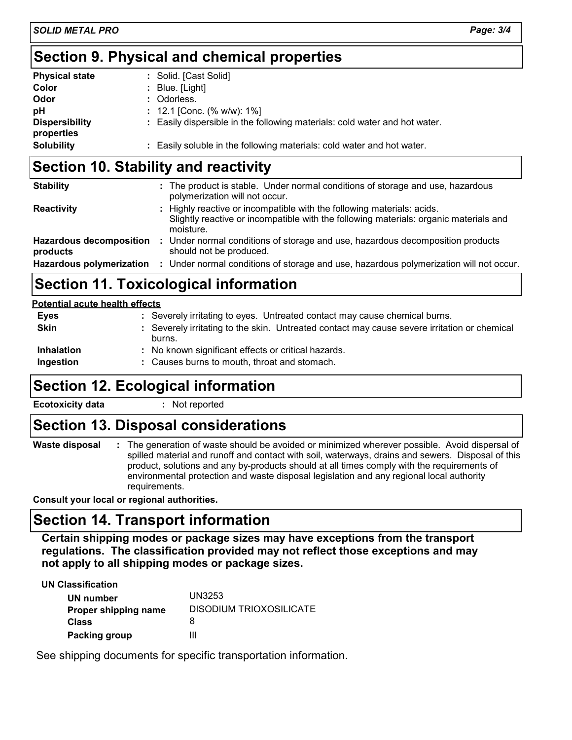## Section 9. Physical and chemical properties

| | |
|---|---|
| **Physical state** | : Solid. [Cast Solid] |
| **Color** | : Blue. [Light] |
| **Odor** | : Odorless. |
| **pH** | : 12.1 [Conc. (% w/w): 1%] |
| **Dispersibility properties** | : Easily dispersible in the following materials: cold water and hot water. |
| **Solubility** | : Easily soluble in the following materials: cold water and hot water. |

## Section 10. Stability and reactivity

| | |
|---|---|
| **Stability** | : The product is stable. Under normal conditions of storage and use, hazardous polymerization will not occur. |
| **Reactivity** | : Highly reactive or incompatible with the following materials: acids. Slightly reactive or incompatible with the following materials: organic materials and moisture. |
| **Hazardous decomposition products** | : Under normal conditions of storage and use, hazardous decomposition products should not be produced. |
| **Hazardous polymerization** | : Under normal conditions of storage and use, hazardous polymerization will not occur. |

## Section 11. Toxicological information

**Potential acute health effects**

| | |
|---|---|
| **Eyes** | : Severely irritating to eyes. Untreated contact may cause chemical burns. |
| **Skin** | : Severely irritating to the skin. Untreated contact may cause severe irritation or chemical burns. |
| **Inhalation** | : No known significant effects or critical hazards. |
| **Ingestion** | : Causes burns to mouth, throat and stomach. |

## Section 12. Ecological information

**Ecotoxicity data** : Not reported

## Section 13. Disposal considerations

**Waste disposal** : The generation of waste should be avoided or minimized wherever possible. Avoid dispersal of spilled material and runoff and contact with soil, waterways, drains and sewers. Disposal of this product, solutions and any by-products should at all times comply with the requirements of environmental protection and waste disposal legislation and any regional local authority requirements.

**Consult your local or regional authorities.**

## Section 14. Transport information

**Certain shipping modes or package sizes may have exceptions from the transport regulations. The classification provided may not reflect those exceptions and may not apply to all shipping modes or package sizes.**

**UN Classification**

| | |
|---|---|
| **UN number** | UN3253 |
| **Proper shipping name** | DISODIUM TRIOXOSILICATE |
| **Class** | 8 |
| **Packing group** | III |

See shipping documents for specific transportation information.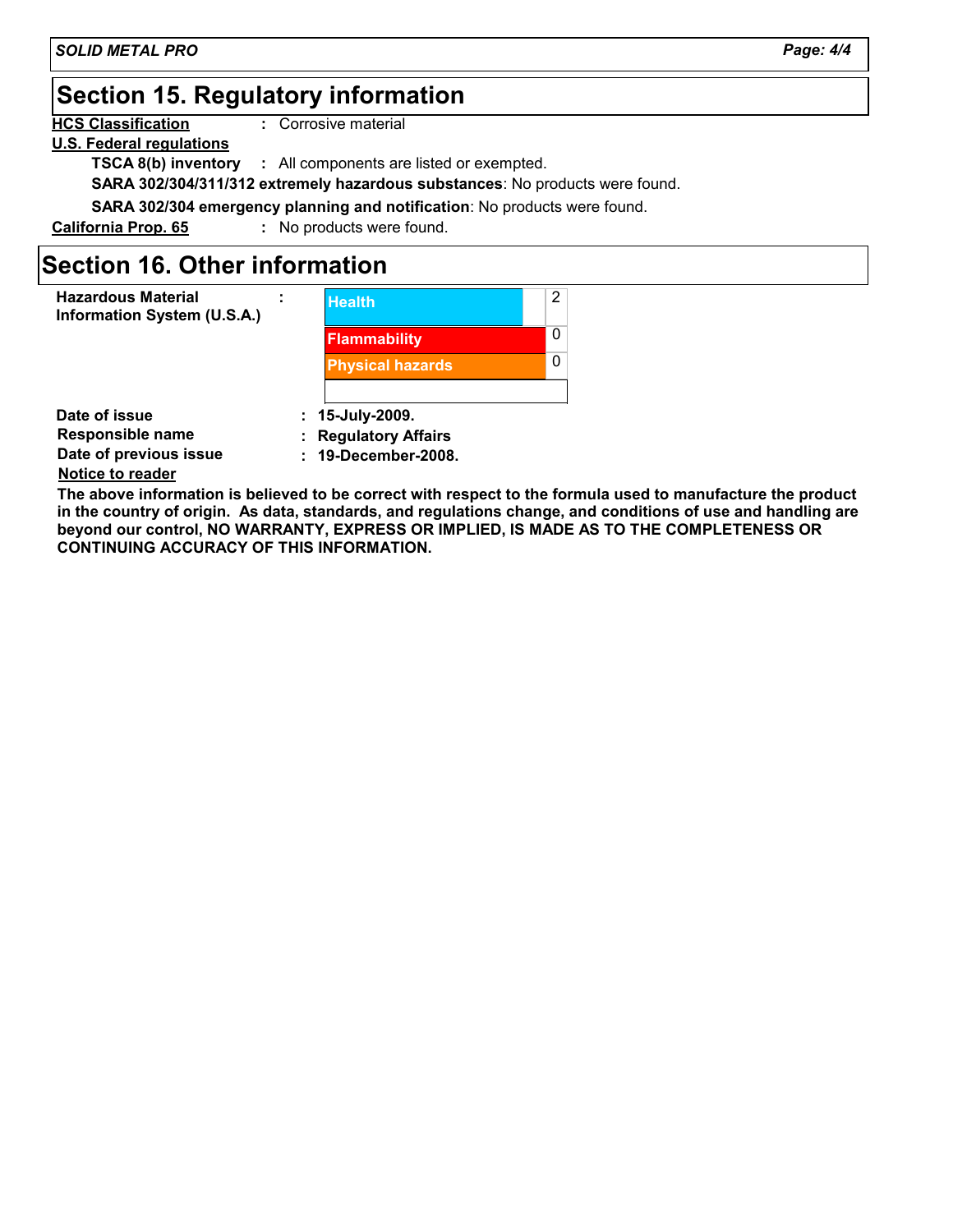## Section 15. Regulatory information

**HCS Classification** : Corrosive material

**U.S. Federal regulations**

**TSCA 8(b) inventory** : All components are listed or exempted.

**SARA 302/304/311/312 extremely hazardous substances**: No products were found.

**SARA 302/304 emergency planning and notification**: No products were found.

**California Prop. 65** : No products were found.

## Section 16. Other information

**Hazardous Material Information System (U.S.A.)** :

| | |
|---|---|
| Health | 2 |
| Flammability | 0 |
| Physical hazards | 0 |
| | |

**Date of issue** : **15-July-2009.**

**Responsible name** : **Regulatory Affairs**

**Date of previous issue** : **19-December-2008.**

**Notice to reader**

**The above information is believed to be correct with respect to the formula used to manufacture the product in the country of origin. As data, standards, and regulations change, and conditions of use and handling are beyond our control, NO WARRANTY, EXPRESS OR IMPLIED, IS MADE AS TO THE COMPLETENESS OR CONTINUING ACCURACY OF THIS INFORMATION.**